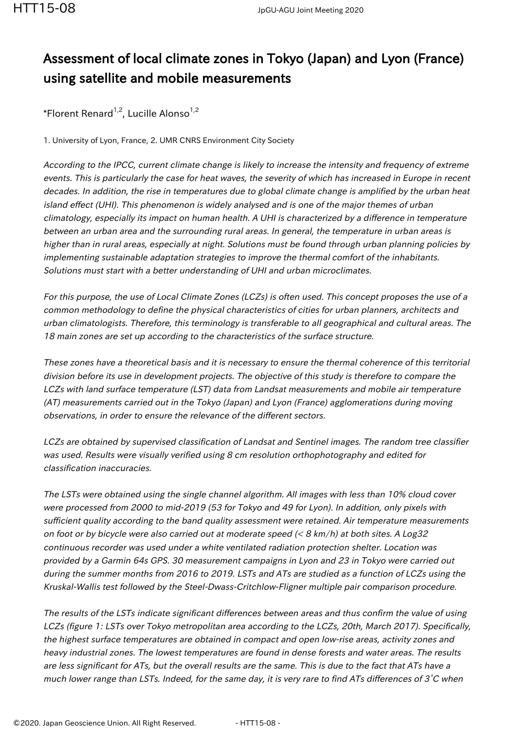# Assessment of local climate zones in Tokyo (Japan) and Lyon (France) using satellite and mobile measurements

*Florent Renard[1,2], Lucille Alonso[1,2]

1. University of Lyon, France, 2. UMR CNRS Environment City Society

*According to the IPCC, current climate change is likely to increase the intensity and frequency of extreme events. This is particularly the case for heat waves, the severity of which has increased in Europe in recent decades. In addition, the rise in temperatures due to global climate change is amplified by the urban heat island effect (UHI). This phenomenon is widely analysed and is one of the major themes of urban climatology, especially its impact on human health. A UHI is characterized by a difference in temperature between an urban area and the surrounding rural areas. In general, the temperature in urban areas is higher than in rural areas, especially at night. Solutions must be found through urban planning policies by implementing sustainable adaptation strategies to improve the thermal comfort of the inhabitants. Solutions must start with a better understanding of UHI and urban microclimates.*

*For this purpose, the use of Local Climate Zones (LCZs) is often used. This concept proposes the use of a common methodology to define the physical characteristics of cities for urban planners, architects and urban climatologists. Therefore, this terminology is transferable to all geographical and cultural areas. The 18 main zones are set up according to the characteristics of the surface structure.*

*These zones have a theoretical basis and it is necessary to ensure the thermal coherence of this territorial division before its use in development projects. The objective of this study is therefore to compare the LCZs with land surface temperature (LST) data from Landsat measurements and mobile air temperature (AT) measurements carried out in the Tokyo (Japan) and Lyon (France) agglomerations during moving observations, in order to ensure the relevance of the different sectors.*

*LCZs are obtained by supervised classification of Landsat and Sentinel images. The random tree classifier was used. Results were visually verified using 8 cm resolution orthophotography and edited for classification inaccuracies.*

*The LSTs were obtained using the single channel algorithm. All images with less than 10% cloud cover were processed from 2000 to mid-2019 (53 for Tokyo and 49 for Lyon). In addition, only pixels with sufficient quality according to the band quality assessment were retained. Air temperature measurements on foot or by bicycle were also carried out at moderate speed (< 8 km/h) at both sites. A Log32 continuous recorder was used under a white ventilated radiation protection shelter. Location was provided by a Garmin 64s GPS. 30 measurement campaigns in Lyon and 23 in Tokyo were carried out during the summer months from 2016 to 2019. LSTs and ATs are studied as a function of LCZs using the Kruskal-Wallis test followed by the Steel-Dwass-Critchlow-Fligner multiple pair comparison procedure.*

*The results of the LSTs indicate significant differences between areas and thus confirm the value of using LCZs (figure 1: LSTs over Tokyo metropolitan area according to the LCZs, 20th, March 2017). Specifically, the highest surface temperatures are obtained in compact and open low-rise areas, activity zones and heavy industrial zones. The lowest temperatures are found in dense forests and water areas. The results are less significant for ATs, but the overall results are the same. This is due to the fact that ATs have a much lower range than LSTs. Indeed, for the same day, it is very rare to find ATs differences of 3°C when*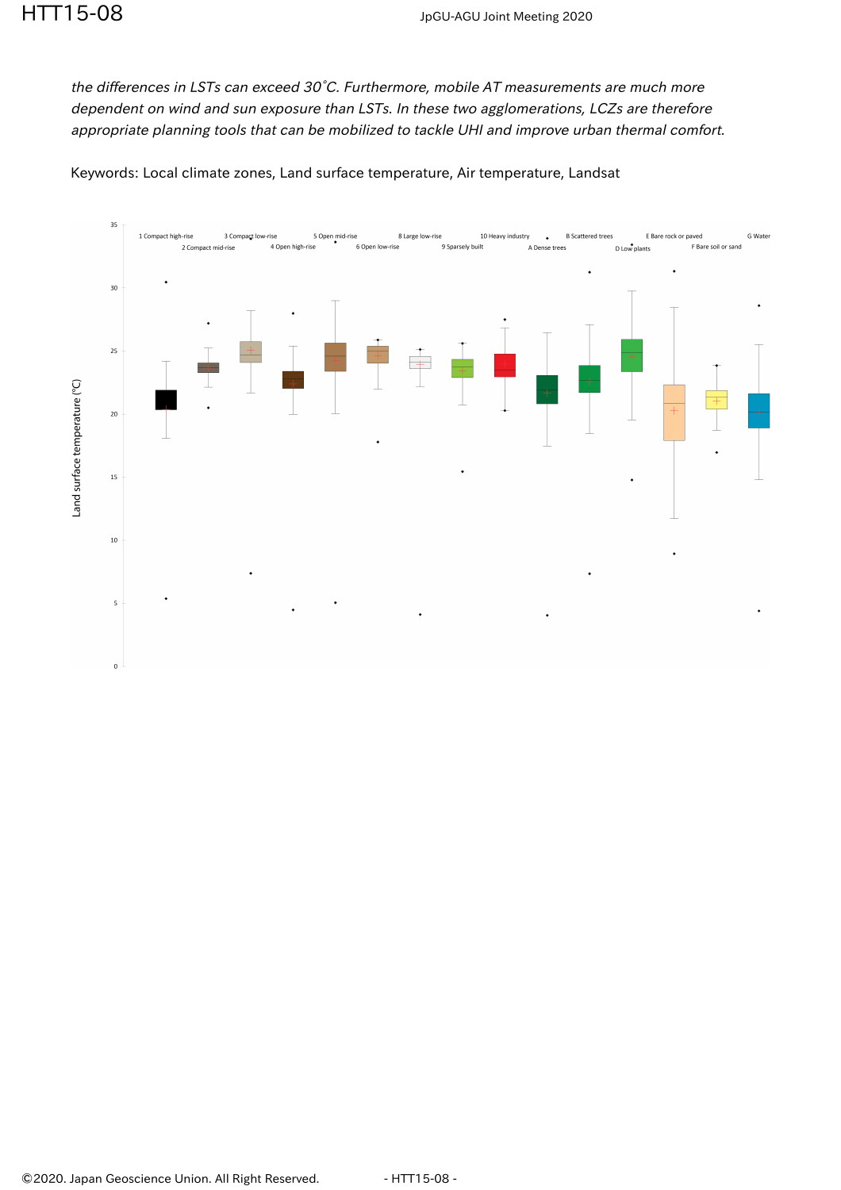*the differences in LSTs can exceed 30°C. Furthermore, mobile AT measurements are much more dependent on wind and sun exposure than LSTs. In these two agglomerations, LCZs are therefore appropriate planning tools that can be mobilized to tackle UHI and improve urban thermal comfort.*

Keywords: Local climate zones, Land surface temperature, Air temperature, Landsat

Land surface temperature (°C)

0
5
10
15
20
25
30
35

1 Compact high-rise
2 Compact mid-rise
3 Compact low-rise
4 Open high-rise
5 Open mid-rise
6 Open low-rise
8 Large low-rise
9 Sparsely built
10 Heavy industry
A Dense trees
B Scattered trees
D Low plants
E Bare rock or paved
F Bare soil or sand
G Water